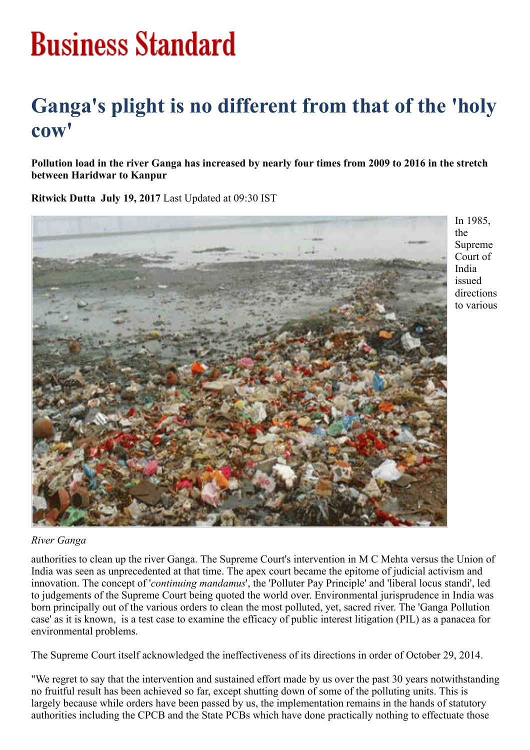# Business Standard

# Ganga's plight is no different from that of the 'holy cow'

**Pollution load in the river Ganga has increased by nearly four times from 2009 to 2016 in the stretch between Haridwar to Kanpur**

**Ritwick Dutta July 19, 2017** Last Updated at 09:30 IST

*River Ganga*

In 1985, the Supreme Court of India issued directions to various authorities to clean up the river Ganga. The Supreme Court's intervention in M C Mehta versus the Union of India was seen as unprecedented at that time. The apex court became the epitome of judicial activism and innovation. The concept of '*continuing mandamus*', the 'Polluter Pay Principle' and 'liberal locus standi', led to judgements of the Supreme Court being quoted the world over. Environmental jurisprudence in India was born principally out of the various orders to clean the most polluted, yet, sacred river. The 'Ganga Pollution case' as it is known, is a test case to examine the efficacy of public interest litigation (PIL) as a panacea for environmental problems.

The Supreme Court itself acknowledged the ineffectiveness of its directions in order of October 29, 2014.

"We regret to say that the intervention and sustained effort made by us over the past 30 years notwithstanding no fruitful result has been achieved so far, except shutting down of some of the polluting units. This is largely because while orders have been passed by us, the implementation remains in the hands of statutory authorities including the CPCB and the State PCBs which have done practically nothing to effectuate those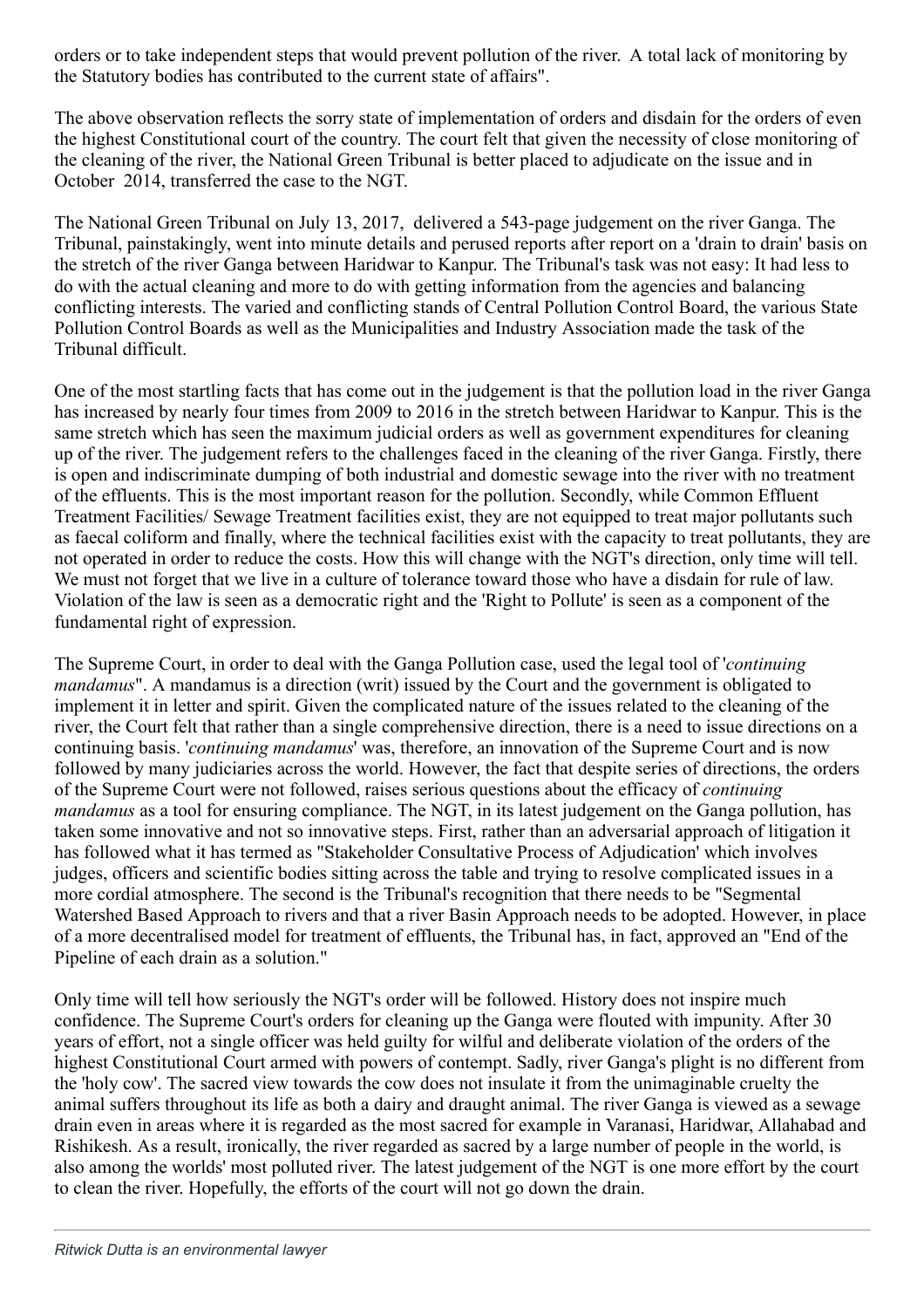orders or to take independent steps that would prevent pollution of the river. A total lack of monitoring by the Statutory bodies has contributed to the current state of affairs".

The above observation reflects the sorry state of implementation of orders and disdain for the orders of even the highest Constitutional court of the country. The court felt that given the necessity of close monitoring of the cleaning of the river, the National Green Tribunal is better placed to adjudicate on the issue and in October 2014, transferred the case to the NGT.

The National Green Tribunal on July 13, 2017, delivered a 543-page judgement on the river Ganga. The Tribunal, painstakingly, went into minute details and perused reports after report on a 'drain to drain' basis on the stretch of the river Ganga between Haridwar to Kanpur. The Tribunal's task was not easy: It had less to do with the actual cleaning and more to do with getting information from the agencies and balancing conflicting interests. The varied and conflicting stands of Central Pollution Control Board, the various State Pollution Control Boards as well as the Municipalities and Industry Association made the task of the Tribunal difficult.

One of the most startling facts that has come out in the judgement is that the pollution load in the river Ganga has increased by nearly four times from 2009 to 2016 in the stretch between Haridwar to Kanpur. This is the same stretch which has seen the maximum judicial orders as well as government expenditures for cleaning up of the river. The judgement refers to the challenges faced in the cleaning of the river Ganga. Firstly, there is open and indiscriminate dumping of both industrial and domestic sewage into the river with no treatment of the effluents. This is the most important reason for the pollution. Secondly, while Common Effluent Treatment Facilities/ Sewage Treatment facilities exist, they are not equipped to treat major pollutants such as faecal coliform and finally, where the technical facilities exist with the capacity to treat pollutants, they are not operated in order to reduce the costs. How this will change with the NGT's direction, only time will tell. We must not forget that we live in a culture of tolerance toward those who have a disdain for rule of law. Violation of the law is seen as a democratic right and the 'Right to Pollute' is seen as a component of the fundamental right of expression.

The Supreme Court, in order to deal with the Ganga Pollution case, used the legal tool of '*continuing mandamus*". A mandamus is a direction (writ) issued by the Court and the government is obligated to implement it in letter and spirit. Given the complicated nature of the issues related to the cleaning of the river, the Court felt that rather than a single comprehensive direction, there is a need to issue directions on a continuing basis. '*continuing mandamus*' was, therefore, an innovation of the Supreme Court and is now followed by many judiciaries across the world. However, the fact that despite series of directions, the orders of the Supreme Court were not followed, raises serious questions about the efficacy of *continuing mandamus* as a tool for ensuring compliance. The NGT, in its latest judgement on the Ganga pollution, has taken some innovative and not so innovative steps. First, rather than an adversarial approach of litigation it has followed what it has termed as "Stakeholder Consultative Process of Adjudication' which involves judges, officers and scientific bodies sitting across the table and trying to resolve complicated issues in a more cordial atmosphere. The second is the Tribunal's recognition that there needs to be "Segmental Watershed Based Approach to rivers and that a river Basin Approach needs to be adopted. However, in place of a more decentralised model for treatment of effluents, the Tribunal has, in fact, approved an "End of the Pipeline of each drain as a solution."

Only time will tell how seriously the NGT's order will be followed. History does not inspire much confidence. The Supreme Court's orders for cleaning up the Ganga were flouted with impunity. After 30 years of effort, not a single officer was held guilty for wilful and deliberate violation of the orders of the highest Constitutional Court armed with powers of contempt. Sadly, river Ganga's plight is no different from the 'holy cow'. The sacred view towards the cow does not insulate it from the unimaginable cruelty the animal suffers throughout its life as both a dairy and draught animal. The river Ganga is viewed as a sewage drain even in areas where it is regarded as the most sacred for example in Varanasi, Haridwar, Allahabad and Rishikesh. As a result, ironically, the river regarded as sacred by a large number of people in the world, is also among the worlds' most polluted river. The latest judgement of the NGT is one more effort by the court to clean the river. Hopefully, the efforts of the court will not go down the drain.

---

*Ritwick Dutta is an environmental lawyer*